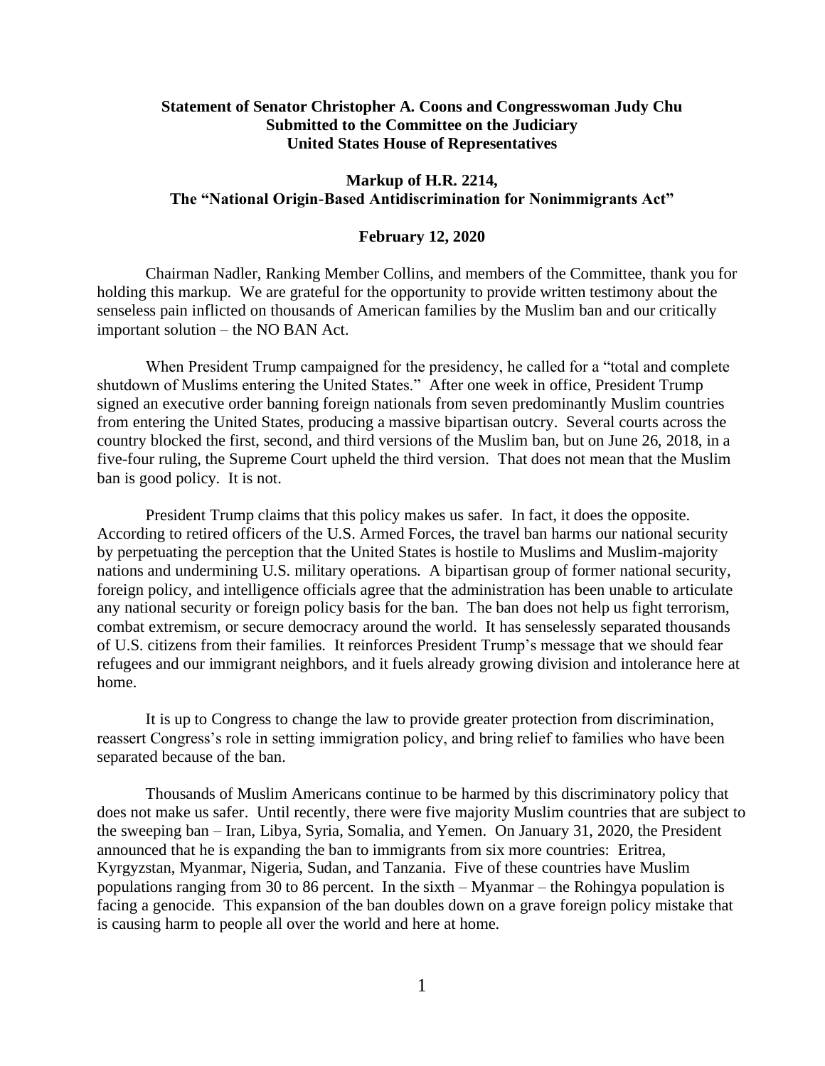**Statement of Senator Christopher A. Coons and Congresswoman Judy Chu**
**Submitted to the Committee on the Judiciary**
**United States House of Representatives**

**Markup of H.R. 2214,**
**The "National Origin-Based Antidiscrimination for Nonimmigrants Act"**

**February 12, 2020**

Chairman Nadler, Ranking Member Collins, and members of the Committee, thank you for holding this markup. We are grateful for the opportunity to provide written testimony about the senseless pain inflicted on thousands of American families by the Muslim ban and our critically important solution – the NO BAN Act.

When President Trump campaigned for the presidency, he called for a "total and complete shutdown of Muslims entering the United States." After one week in office, President Trump signed an executive order banning foreign nationals from seven predominantly Muslim countries from entering the United States, producing a massive bipartisan outcry. Several courts across the country blocked the first, second, and third versions of the Muslim ban, but on June 26, 2018, in a five-four ruling, the Supreme Court upheld the third version. That does not mean that the Muslim ban is good policy. It is not.

President Trump claims that this policy makes us safer. In fact, it does the opposite. According to retired officers of the U.S. Armed Forces, the travel ban harms our national security by perpetuating the perception that the United States is hostile to Muslims and Muslim-majority nations and undermining U.S. military operations. A bipartisan group of former national security, foreign policy, and intelligence officials agree that the administration has been unable to articulate any national security or foreign policy basis for the ban. The ban does not help us fight terrorism, combat extremism, or secure democracy around the world. It has senselessly separated thousands of U.S. citizens from their families. It reinforces President Trump's message that we should fear refugees and our immigrant neighbors, and it fuels already growing division and intolerance here at home.

It is up to Congress to change the law to provide greater protection from discrimination, reassert Congress's role in setting immigration policy, and bring relief to families who have been separated because of the ban.

Thousands of Muslim Americans continue to be harmed by this discriminatory policy that does not make us safer. Until recently, there were five majority Muslim countries that are subject to the sweeping ban – Iran, Libya, Syria, Somalia, and Yemen. On January 31, 2020, the President announced that he is expanding the ban to immigrants from six more countries: Eritrea, Kyrgyzstan, Myanmar, Nigeria, Sudan, and Tanzania. Five of these countries have Muslim populations ranging from 30 to 86 percent. In the sixth – Myanmar – the Rohingya population is facing a genocide. This expansion of the ban doubles down on a grave foreign policy mistake that is causing harm to people all over the world and here at home.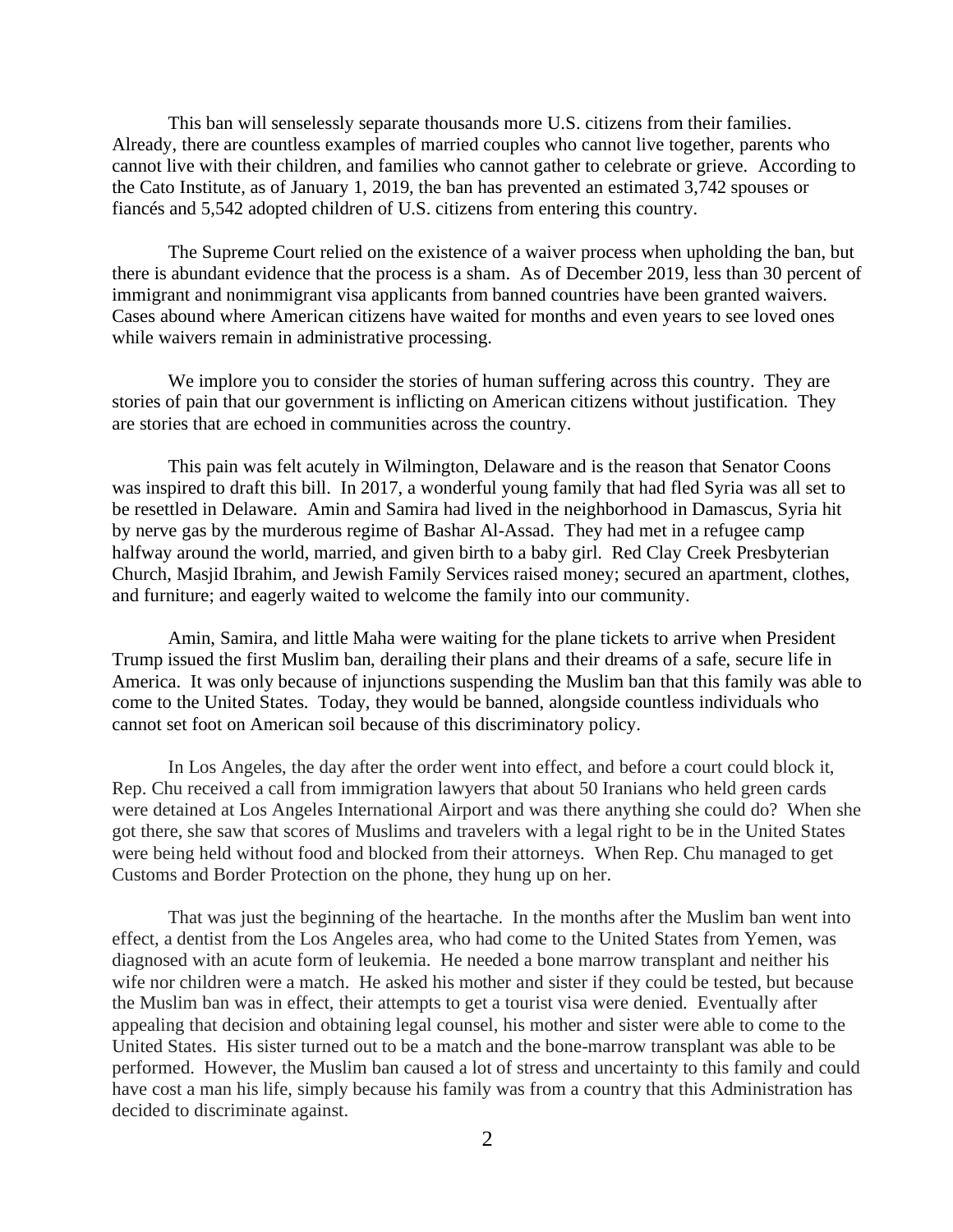This ban will senselessly separate thousands more U.S. citizens from their families. Already, there are countless examples of married couples who cannot live together, parents who cannot live with their children, and families who cannot gather to celebrate or grieve. According to the Cato Institute, as of January 1, 2019, the ban has prevented an estimated 3,742 spouses or fiancés and 5,542 adopted children of U.S. citizens from entering this country.

The Supreme Court relied on the existence of a waiver process when upholding the ban, but there is abundant evidence that the process is a sham. As of December 2019, less than 30 percent of immigrant and nonimmigrant visa applicants from banned countries have been granted waivers. Cases abound where American citizens have waited for months and even years to see loved ones while waivers remain in administrative processing.

We implore you to consider the stories of human suffering across this country. They are stories of pain that our government is inflicting on American citizens without justification. They are stories that are echoed in communities across the country.

This pain was felt acutely in Wilmington, Delaware and is the reason that Senator Coons was inspired to draft this bill. In 2017, a wonderful young family that had fled Syria was all set to be resettled in Delaware. Amin and Samira had lived in the neighborhood in Damascus, Syria hit by nerve gas by the murderous regime of Bashar Al-Assad. They had met in a refugee camp halfway around the world, married, and given birth to a baby girl. Red Clay Creek Presbyterian Church, Masjid Ibrahim, and Jewish Family Services raised money; secured an apartment, clothes, and furniture; and eagerly waited to welcome the family into our community.

Amin, Samira, and little Maha were waiting for the plane tickets to arrive when President Trump issued the first Muslim ban, derailing their plans and their dreams of a safe, secure life in America. It was only because of injunctions suspending the Muslim ban that this family was able to come to the United States. Today, they would be banned, alongside countless individuals who cannot set foot on American soil because of this discriminatory policy.

In Los Angeles, the day after the order went into effect, and before a court could block it, Rep. Chu received a call from immigration lawyers that about 50 Iranians who held green cards were detained at Los Angeles International Airport and was there anything she could do? When she got there, she saw that scores of Muslims and travelers with a legal right to be in the United States were being held without food and blocked from their attorneys. When Rep. Chu managed to get Customs and Border Protection on the phone, they hung up on her.

That was just the beginning of the heartache. In the months after the Muslim ban went into effect, a dentist from the Los Angeles area, who had come to the United States from Yemen, was diagnosed with an acute form of leukemia. He needed a bone marrow transplant and neither his wife nor children were a match. He asked his mother and sister if they could be tested, but because the Muslim ban was in effect, their attempts to get a tourist visa were denied. Eventually after appealing that decision and obtaining legal counsel, his mother and sister were able to come to the United States. His sister turned out to be a match and the bone-marrow transplant was able to be performed. However, the Muslim ban caused a lot of stress and uncertainty to this family and could have cost a man his life, simply because his family was from a country that this Administration has decided to discriminate against.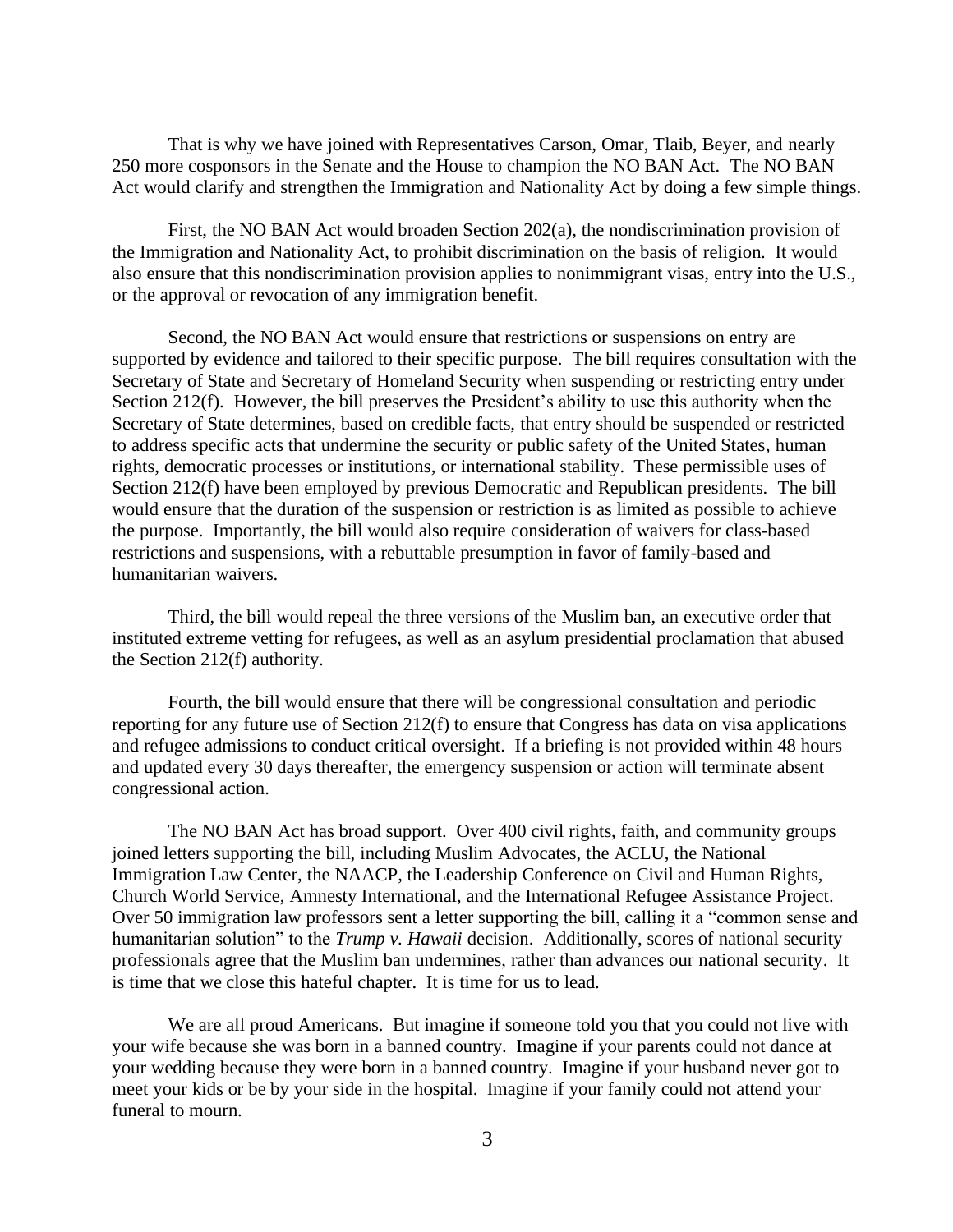That is why we have joined with Representatives Carson, Omar, Tlaib, Beyer, and nearly 250 more cosponsors in the Senate and the House to champion the NO BAN Act. The NO BAN Act would clarify and strengthen the Immigration and Nationality Act by doing a few simple things.

First, the NO BAN Act would broaden Section 202(a), the nondiscrimination provision of the Immigration and Nationality Act, to prohibit discrimination on the basis of religion. It would also ensure that this nondiscrimination provision applies to nonimmigrant visas, entry into the U.S., or the approval or revocation of any immigration benefit.

Second, the NO BAN Act would ensure that restrictions or suspensions on entry are supported by evidence and tailored to their specific purpose. The bill requires consultation with the Secretary of State and Secretary of Homeland Security when suspending or restricting entry under Section 212(f). However, the bill preserves the President's ability to use this authority when the Secretary of State determines, based on credible facts, that entry should be suspended or restricted to address specific acts that undermine the security or public safety of the United States, human rights, democratic processes or institutions, or international stability. These permissible uses of Section 212(f) have been employed by previous Democratic and Republican presidents. The bill would ensure that the duration of the suspension or restriction is as limited as possible to achieve the purpose. Importantly, the bill would also require consideration of waivers for class-based restrictions and suspensions, with a rebuttable presumption in favor of family-based and humanitarian waivers.

Third, the bill would repeal the three versions of the Muslim ban, an executive order that instituted extreme vetting for refugees, as well as an asylum presidential proclamation that abused the Section 212(f) authority.

Fourth, the bill would ensure that there will be congressional consultation and periodic reporting for any future use of Section 212(f) to ensure that Congress has data on visa applications and refugee admissions to conduct critical oversight. If a briefing is not provided within 48 hours and updated every 30 days thereafter, the emergency suspension or action will terminate absent congressional action.

The NO BAN Act has broad support. Over 400 civil rights, faith, and community groups joined letters supporting the bill, including Muslim Advocates, the ACLU, the National Immigration Law Center, the NAACP, the Leadership Conference on Civil and Human Rights, Church World Service, Amnesty International, and the International Refugee Assistance Project. Over 50 immigration law professors sent a letter supporting the bill, calling it a "common sense and humanitarian solution" to the *Trump v. Hawaii* decision. Additionally, scores of national security professionals agree that the Muslim ban undermines, rather than advances our national security. It is time that we close this hateful chapter. It is time for us to lead.

We are all proud Americans. But imagine if someone told you that you could not live with your wife because she was born in a banned country. Imagine if your parents could not dance at your wedding because they were born in a banned country. Imagine if your husband never got to meet your kids or be by your side in the hospital. Imagine if your family could not attend your funeral to mourn.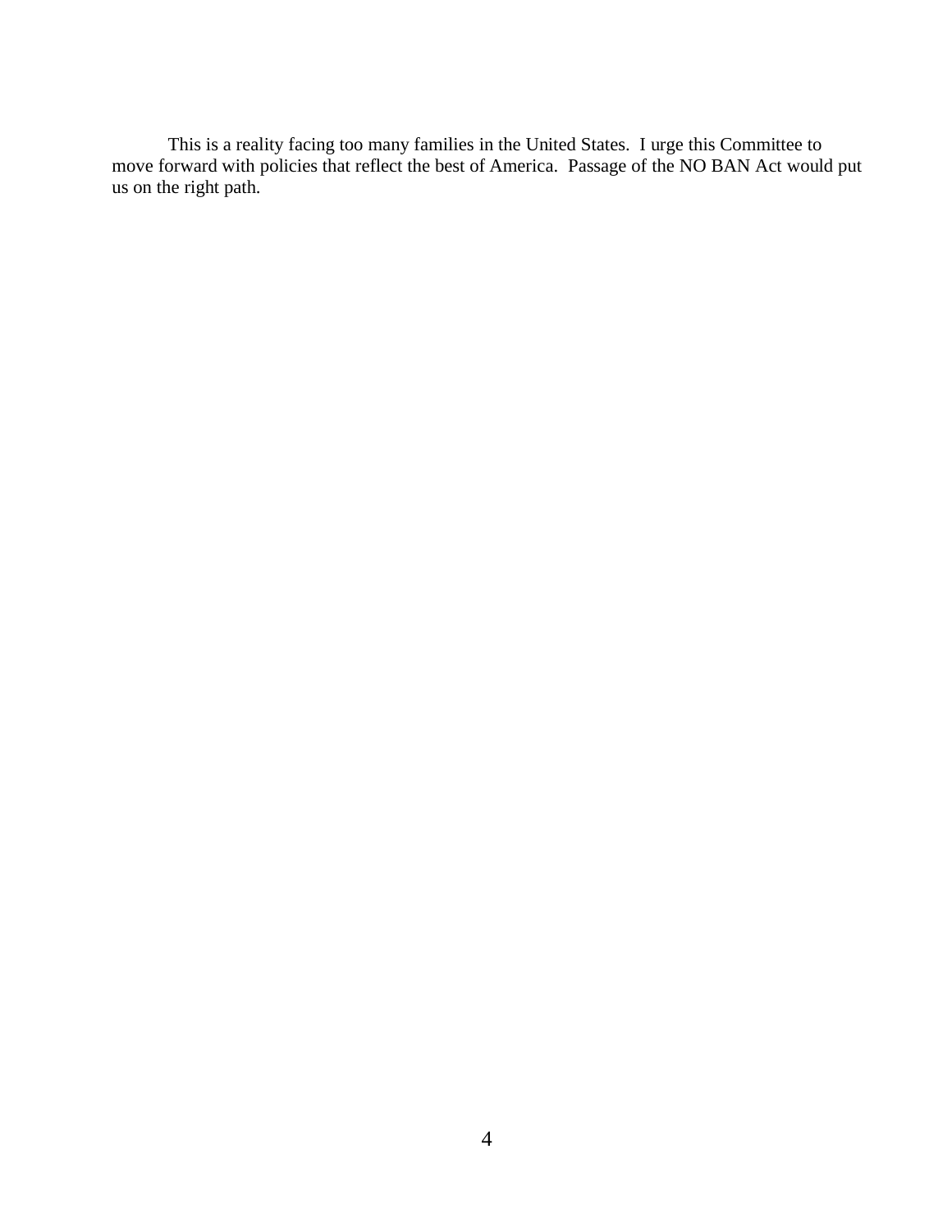This is a reality facing too many families in the United States. I urge this Committee to move forward with policies that reflect the best of America. Passage of the NO BAN Act would put us on the right path.